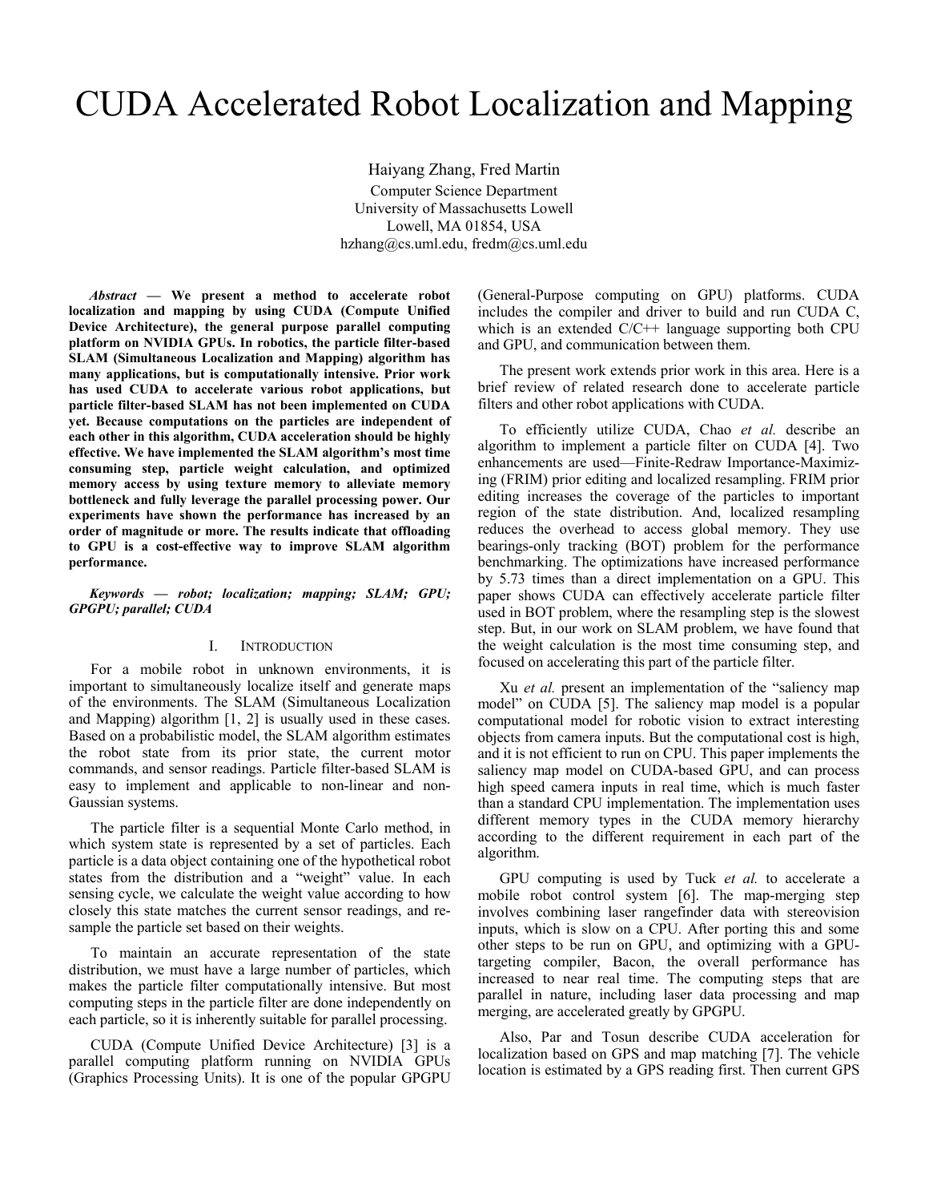# CUDA Accelerated Robot Localization and Mapping

Haiyang Zhang, Fred Martin

Computer Science Department
University of Massachusetts Lowell
Lowell, MA 01854, USA
hzhang@cs.uml.edu, fredm@cs.uml.edu

***Abstract* — We present a method to accelerate robot localization and mapping by using CUDA (Compute Unified Device Architecture), the general purpose parallel computing platform on NVIDIA GPUs. In robotics, the particle filter-based SLAM (Simultaneous Localization and Mapping) algorithm has many applications, but is computationally intensive. Prior work has used CUDA to accelerate various robot applications, but particle filter-based SLAM has not been implemented on CUDA yet. Because computations on the particles are independent of each other in this algorithm, CUDA acceleration should be highly effective. We have implemented the SLAM algorithm's most time consuming step, particle weight calculation, and optimized memory access by using texture memory to alleviate memory bottleneck and fully leverage the parallel processing power. Our experiments have shown the performance has increased by an order of magnitude or more. The results indicate that offloading to GPU is a cost-effective way to improve SLAM algorithm performance.**

***Keywords — robot; localization; mapping; SLAM; GPU; GPGPU; parallel; CUDA***

## I. Introduction

For a mobile robot in unknown environments, it is important to simultaneously localize itself and generate maps of the environments. The SLAM (Simultaneous Localization and Mapping) algorithm [1, 2] is usually used in these cases. Based on a probabilistic model, the SLAM algorithm estimates the robot state from its prior state, the current motor commands, and sensor readings. Particle filter-based SLAM is easy to implement and applicable to non-linear and non-Gaussian systems.

The particle filter is a sequential Monte Carlo method, in which system state is represented by a set of particles. Each particle is a data object containing one of the hypothetical robot states from the distribution and a "weight" value. In each sensing cycle, we calculate the weight value according to how closely this state matches the current sensor readings, and re-sample the particle set based on their weights.

To maintain an accurate representation of the state distribution, we must have a large number of particles, which makes the particle filter computationally intensive. But most computing steps in the particle filter are done independently on each particle, so it is inherently suitable for parallel processing.

CUDA (Compute Unified Device Architecture) [3] is a parallel computing platform running on NVIDIA GPUs (Graphics Processing Units). It is one of the popular GPGPU (General-Purpose computing on GPU) platforms. CUDA includes the compiler and driver to build and run CUDA C, which is an extended C/C++ language supporting both CPU and GPU, and communication between them.

The present work extends prior work in this area. Here is a brief review of related research done to accelerate particle filters and other robot applications with CUDA.

To efficiently utilize CUDA, Chao *et al.* describe an algorithm to implement a particle filter on CUDA [4]. Two enhancements are used—Finite-Redraw Importance-Maximizing (FRIM) prior editing and localized resampling. FRIM prior editing increases the coverage of the particles to important region of the state distribution. And, localized resampling reduces the overhead to access global memory. They use bearings-only tracking (BOT) problem for the performance benchmarking. The optimizations have increased performance by 5.73 times than a direct implementation on a GPU. This paper shows CUDA can effectively accelerate particle filter used in BOT problem, where the resampling step is the slowest step. But, in our work on SLAM problem, we have found that the weight calculation is the most time consuming step, and focused on accelerating this part of the particle filter.

Xu *et al.* present an implementation of the "saliency map model" on CUDA [5]. The saliency map model is a popular computational model for robotic vision to extract interesting objects from camera inputs. But the computational cost is high, and it is not efficient to run on CPU. This paper implements the saliency map model on CUDA-based GPU, and can process high speed camera inputs in real time, which is much faster than a standard CPU implementation. The implementation uses different memory types in the CUDA memory hierarchy according to the different requirement in each part of the algorithm.

GPU computing is used by Tuck *et al.* to accelerate a mobile robot control system [6]. The map-merging step involves combining laser rangefinder data with stereovision inputs, which is slow on a CPU. After porting this and some other steps to be run on GPU, and optimizing with a GPU-targeting compiler, Bacon, the overall performance has increased to near real time. The computing steps that are parallel in nature, including laser data processing and map merging, are accelerated greatly by GPGPU.

Also, Par and Tosun describe CUDA acceleration for localization based on GPS and map matching [7]. The vehicle location is estimated by a GPS reading first. Then current GPS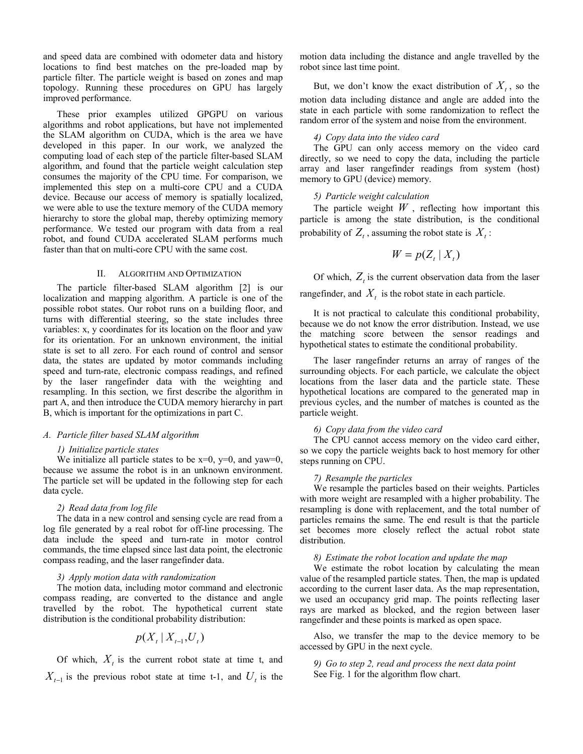and speed data are combined with odometer data and history locations to find best matches on the pre-loaded map by particle filter. The particle weight is based on zones and map topology. Running these procedures on GPU has largely improved performance.

These prior examples utilized GPGPU on various algorithms and robot applications, but have not implemented the SLAM algorithm on CUDA, which is the area we have developed in this paper. In our work, we analyzed the computing load of each step of the particle filter-based SLAM algorithm, and found that the particle weight calculation step consumes the majority of the CPU time. For comparison, we implemented this step on a multi-core CPU and a CUDA device. Because our access of memory is spatially localized, we were able to use the texture memory of the CUDA memory hierarchy to store the global map, thereby optimizing memory performance. We tested our program with data from a real robot, and found CUDA accelerated SLAM performs much faster than that on multi-core CPU with the same cost.

## II. Algorithm and Optimization

The particle filter-based SLAM algorithm [2] is our localization and mapping algorithm. A particle is one of the possible robot states. Our robot runs on a building floor, and turns with differential steering, so the state includes three variables: x, y coordinates for its location on the floor and yaw for its orientation. For an unknown environment, the initial state is set to all zero. For each round of control and sensor data, the states are updated by motor commands including speed and turn-rate, electronic compass readings, and refined by the laser rangefinder data with the weighting and resampling. In this section, we first describe the algorithm in part A, and then introduce the CUDA memory hierarchy in part B, which is important for the optimizations in part C.

### A. Particle filter based SLAM algorithm

*1) Initialize particle states*

We initialize all particle states to be x=0, y=0, and yaw=0, because we assume the robot is in an unknown environment. The particle set will be updated in the following step for each data cycle.

*2) Read data from log file*

The data in a new control and sensing cycle are read from a log file generated by a real robot for off-line processing. The data include the speed and turn-rate in motor control commands, the time elapsed since last data point, the electronic compass reading, and the laser rangefinder data.

*3) Apply motion data with randomization*

The motion data, including motor command and electronic compass reading, are converted to the distance and angle travelled by the robot. The hypothetical current state distribution is the conditional probability distribution:

$$p(X_t \mid X_{t-1}, U_t)$$

Of which, $X_t$ is the current robot state at time t, and $X_{t-1}$ is the previous robot state at time t-1, and $U_t$ is the motion data including the distance and angle travelled by the robot since last time point.

But, we don't know the exact distribution of $X_t$, so the motion data including distance and angle are added into the state in each particle with some randomization to reflect the random error of the system and noise from the environment.

*4) Copy data into the video card*

The GPU can only access memory on the video card directly, so we need to copy the data, including the particle array and laser rangefinder readings from system (host) memory to GPU (device) memory.

*5) Particle weight calculation*

The particle weight $W$, reflecting how important this particle is among the state distribution, is the conditional probability of $Z_t$, assuming the robot state is $X_t$:

$$W = p(Z_t \mid X_t)$$

Of which, $Z_t$ is the current observation data from the laser rangefinder, and $X_t$ is the robot state in each particle.

It is not practical to calculate this conditional probability, because we do not know the error distribution. Instead, we use the matching score between the sensor readings and hypothetical states to estimate the conditional probability.

The laser rangefinder returns an array of ranges of the surrounding objects. For each particle, we calculate the object locations from the laser data and the particle state. These hypothetical locations are compared to the generated map in previous cycles, and the number of matches is counted as the particle weight.

*6) Copy data from the video card*

The CPU cannot access memory on the video card either, so we copy the particle weights back to host memory for other steps running on CPU.

*7) Resample the particles*

We resample the particles based on their weights. Particles with more weight are resampled with a higher probability. The resampling is done with replacement, and the total number of particles remains the same. The end result is that the particle set becomes more closely reflect the actual robot state distribution.

*8) Estimate the robot location and update the map*

We estimate the robot location by calculating the mean value of the resampled particle states. Then, the map is updated according to the current laser data. As the map representation, we used an occupancy grid map. The points reflecting laser rays are marked as blocked, and the region between laser rangefinder and these points is marked as open space.

Also, we transfer the map to the device memory to be accessed by GPU in the next cycle.

*9) Go to step 2, read and process the next data point*

See Fig. 1 for the algorithm flow chart.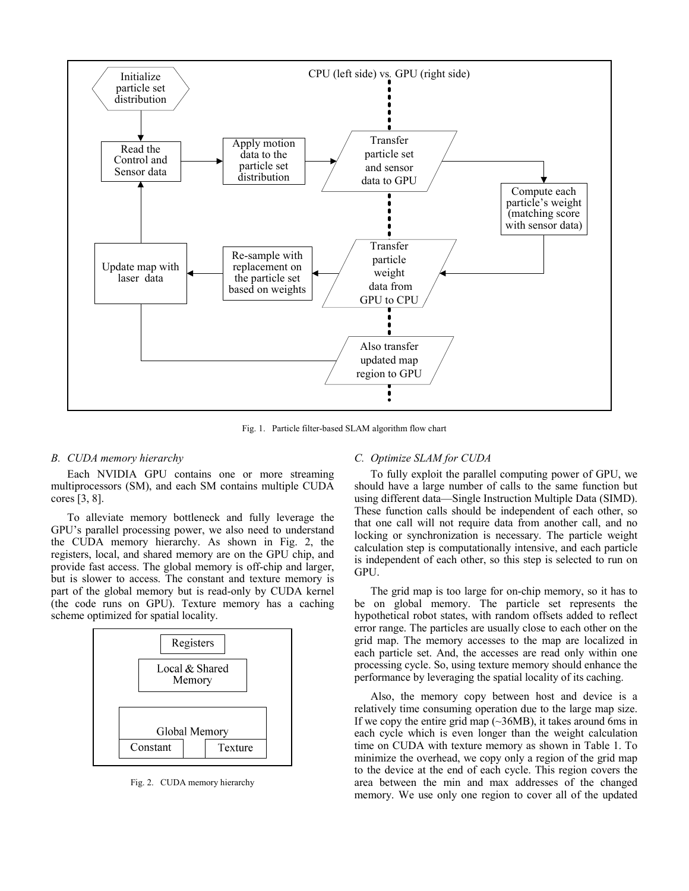Fig. 1. Particle filter-based SLAM algorithm flow chart

### B. CUDA memory hierarchy

Each NVIDIA GPU contains one or more streaming multiprocessors (SM), and each SM contains multiple CUDA cores [3, 8].

To alleviate memory bottleneck and fully leverage the GPU's parallel processing power, we also need to understand the CUDA memory hierarchy. As shown in Fig. 2, the registers, local, and shared memory are on the GPU chip, and provide fast access. The global memory is off-chip and larger, but is slower to access. The constant and texture memory is part of the global memory but is read-only by CUDA kernel (the code runs on GPU). Texture memory has a caching scheme optimized for spatial locality.

Fig. 2. CUDA memory hierarchy

### C. Optimize SLAM for CUDA

To fully exploit the parallel computing power of GPU, we should have a large number of calls to the same function but using different data—Single Instruction Multiple Data (SIMD). These function calls should be independent of each other, so that one call will not require data from another call, and no locking or synchronization is necessary. The particle weight calculation step is computationally intensive, and each particle is independent of each other, so this step is selected to run on GPU.

The grid map is too large for on-chip memory, so it has to be on global memory. The particle set represents the hypothetical robot states, with random offsets added to reflect error range. The particles are usually close to each other on the grid map. The memory accesses to the map are localized in each particle set. And, the accesses are read only within one processing cycle. So, using texture memory should enhance the performance by leveraging the spatial locality of its caching.

Also, the memory copy between host and device is a relatively time consuming operation due to the large map size. If we copy the entire grid map (~36MB), it takes around 6ms in each cycle which is even longer than the weight calculation time on CUDA with texture memory as shown in Table 1. To minimize the overhead, we copy only a region of the grid map to the device at the end of each cycle. This region covers the area between the min and max addresses of the changed memory. We use only one region to cover all of the updated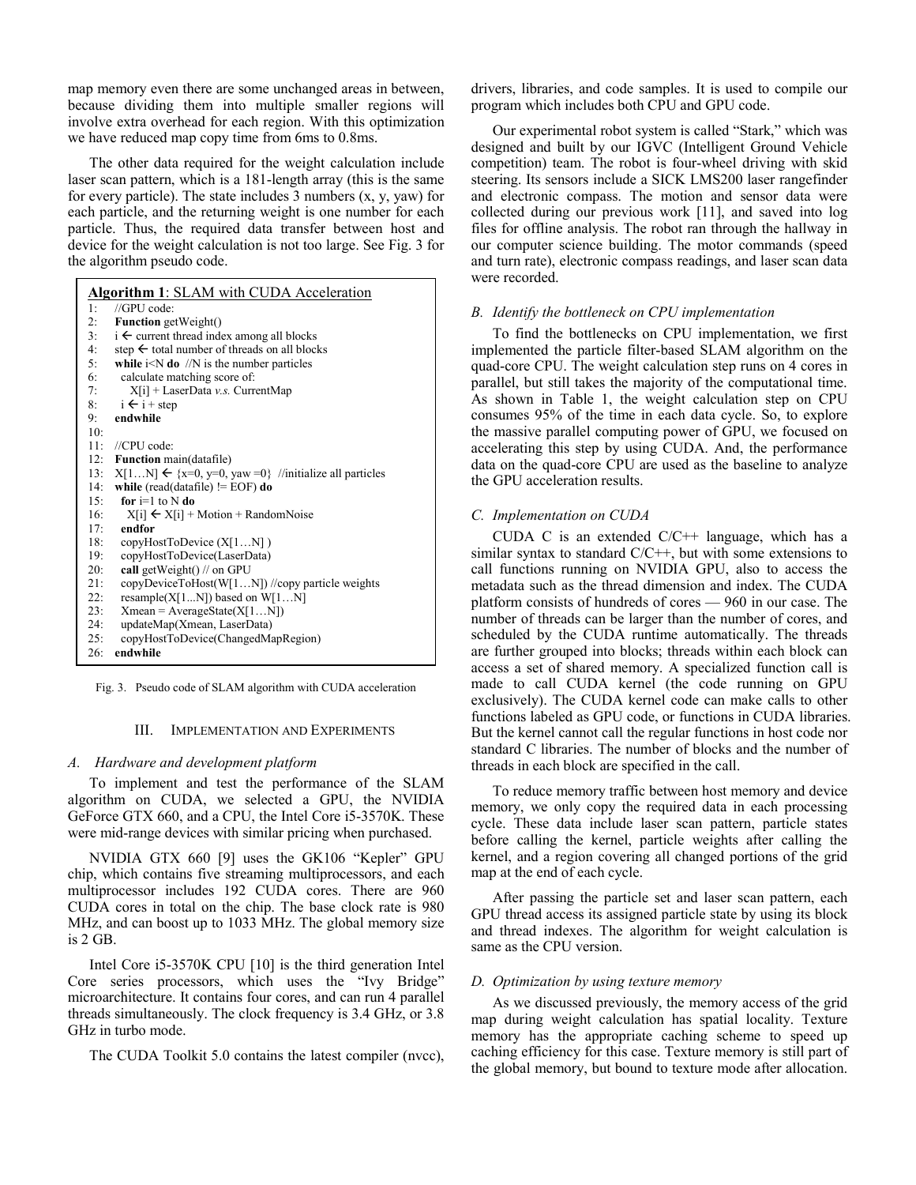map memory even there are some unchanged areas in between, because dividing them into multiple smaller regions will involve extra overhead for each region. With this optimization we have reduced map copy time from 6ms to 0.8ms.

The other data required for the weight calculation include laser scan pattern, which is a 181-length array (this is the same for every particle). The state includes 3 numbers (x, y, yaw) for each particle, and the returning weight is one number for each particle. Thus, the required data transfer between host and device for the weight calculation is not too large. See Fig. 3 for the algorithm pseudo code.

```
Algorithm 1: SLAM with CUDA Acceleration
1:  //GPU code:
2:  Function getWeight()
3:    i ← current thread index among all blocks
4:    step ← total number of threads on all blocks
5:    while i<N do  //N is the number particles
6:      calculate matching score of:
7:        X[i] + LaserData v.s. CurrentMap
8:      i ← i + step
9:    endwhile
10:
11: //CPU code:
12: Function main(datafile)
13:   X[1…N] ← {x=0, y=0, yaw =0}  //initialize all particles
14:   while (read(datafile) != EOF) do
15:     for i=1 to N do
16:       X[i] ← X[i] + Motion + RandomNoise
17:     endfor
18:     copyHostToDevice (X[1…N] )
19:     copyHostToDevice(LaserData)
20:     call getWeight() // on GPU
21:     copyDeviceToHost(W[1…N]) //copy particle weights
22:     resample(X[1...N]) based on W[1…N]
23:     Xmean = AverageState(X[1…N])
24:     updateMap(Xmean, LaserData)
25:     copyHostToDevice(ChangedMapRegion)
26: endwhile
```

Fig. 3. Pseudo code of SLAM algorithm with CUDA acceleration

## III. IMPLEMENTATION AND EXPERIMENTS

### *A. Hardware and development platform*

To implement and test the performance of the SLAM algorithm on CUDA, we selected a GPU, the NVIDIA GeForce GTX 660, and a CPU, the Intel Core i5-3570K. These were mid-range devices with similar pricing when purchased.

NVIDIA GTX 660 [9] uses the GK106 "Kepler" GPU chip, which contains five streaming multiprocessors, and each multiprocessor includes 192 CUDA cores. There are 960 CUDA cores in total on the chip. The base clock rate is 980 MHz, and can boost up to 1033 MHz. The global memory size is 2 GB.

Intel Core i5-3570K CPU [10] is the third generation Intel Core series processors, which uses the "Ivy Bridge" microarchitecture. It contains four cores, and can run 4 parallel threads simultaneously. The clock frequency is 3.4 GHz, or 3.8 GHz in turbo mode.

The CUDA Toolkit 5.0 contains the latest compiler (nvcc), drivers, libraries, and code samples. It is used to compile our program which includes both CPU and GPU code.

Our experimental robot system is called "Stark," which was designed and built by our IGVC (Intelligent Ground Vehicle competition) team. The robot is four-wheel driving with skid steering. Its sensors include a SICK LMS200 laser rangefinder and electronic compass. The motion and sensor data were collected during our previous work [11], and saved into log files for offline analysis. The robot ran through the hallway in our computer science building. The motor commands (speed and turn rate), electronic compass readings, and laser scan data were recorded.

### *B. Identify the bottleneck on CPU implementation*

To find the bottlenecks on CPU implementation, we first implemented the particle filter-based SLAM algorithm on the quad-core CPU. The weight calculation step runs on 4 cores in parallel, but still takes the majority of the computational time. As shown in Table 1, the weight calculation step on CPU consumes 95% of the time in each data cycle. So, to explore the massive parallel computing power of GPU, we focused on accelerating this step by using CUDA. And, the performance data on the quad-core CPU are used as the baseline to analyze the GPU acceleration results.

### *C. Implementation on CUDA*

CUDA C is an extended C/C++ language, which has a similar syntax to standard C/C++, but with some extensions to call functions running on NVIDIA GPU, also to access the metadata such as the thread dimension and index. The CUDA platform consists of hundreds of cores — 960 in our case. The number of threads can be larger than the number of cores, and scheduled by the CUDA runtime automatically. The threads are further grouped into blocks; threads within each block can access a set of shared memory. A specialized function call is made to call CUDA kernel (the code running on GPU exclusively). The CUDA kernel code can make calls to other functions labeled as GPU code, or functions in CUDA libraries. But the kernel cannot call the regular functions in host code nor standard C libraries. The number of blocks and the number of threads in each block are specified in the call.

To reduce memory traffic between host memory and device memory, we only copy the required data in each processing cycle. These data include laser scan pattern, particle states before calling the kernel, particle weights after calling the kernel, and a region covering all changed portions of the grid map at the end of each cycle.

After passing the particle set and laser scan pattern, each GPU thread access its assigned particle state by using its block and thread indexes. The algorithm for weight calculation is same as the CPU version.

### *D. Optimization by using texture memory*

As we discussed previously, the memory access of the grid map during weight calculation has spatial locality. Texture memory has the appropriate caching scheme to speed up caching efficiency for this case. Texture memory is still part of the global memory, but bound to texture mode after allocation.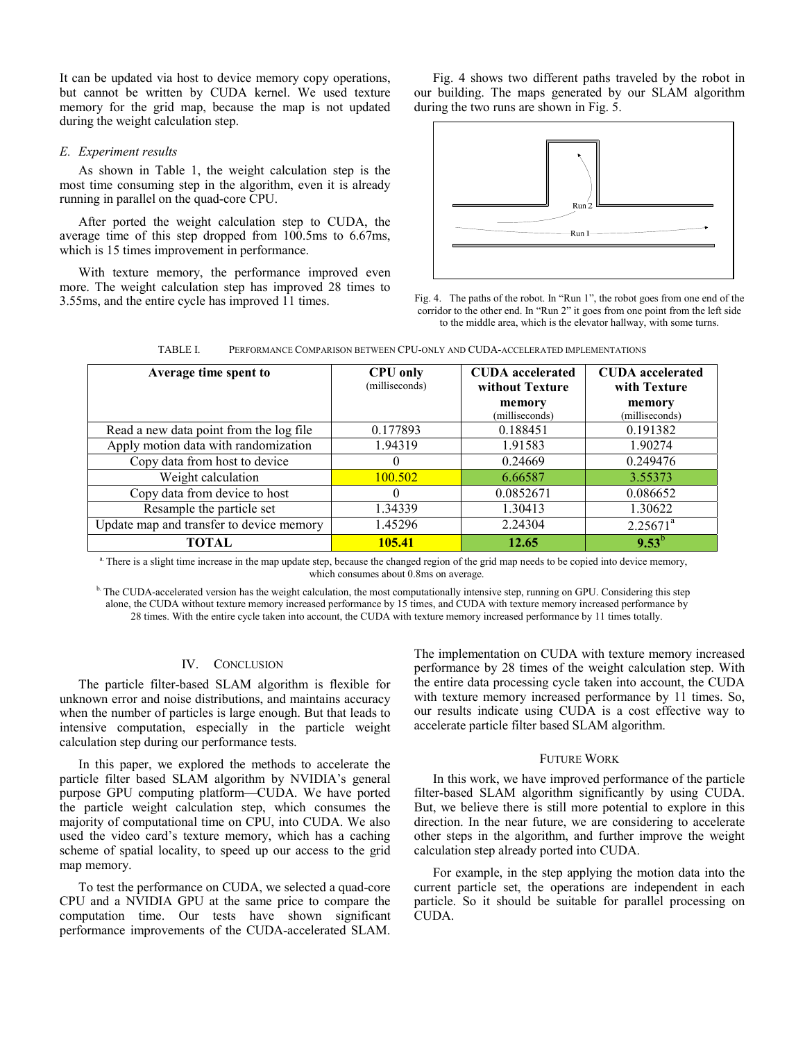It can be updated via host to device memory copy operations, but cannot be written by CUDA kernel. We used texture memory for the grid map, because the map is not updated during the weight calculation step.

### *E. Experiment results*

As shown in Table 1, the weight calculation step is the most time consuming step in the algorithm, even it is already running in parallel on the quad-core CPU.

After ported the weight calculation step to CUDA, the average time of this step dropped from 100.5ms to 6.67ms, which is 15 times improvement in performance.

With texture memory, the performance improved even more. The weight calculation step has improved 28 times to 3.55ms, and the entire cycle has improved 11 times.

Fig. 4 shows two different paths traveled by the robot in our building. The maps generated by our SLAM algorithm during the two runs are shown in Fig. 5.

Fig. 4. The paths of the robot. In "Run 1", the robot goes from one end of the corridor to the other end. In "Run 2" it goes from one point from the left side to the middle area, which is the elevator hallway, with some turns.

TABLE I. PERFORMANCE COMPARISON BETWEEN CPU-ONLY AND CUDA-ACCELERATED IMPLEMENTATIONS

| Average time spent to | CPU only (milliseconds) | CUDA accelerated without Texture memory (milliseconds) | CUDA accelerated with Texture memory (milliseconds) |
|---|---|---|---|
| Read a new data point from the log file | 0.177893 | 0.188451 | 0.191382 |
| Apply motion data with randomization | 1.94319 | 1.91583 | 1.90274 |
| Copy data from host to device | 0 | 0.24669 | 0.249476 |
| Weight calculation | 100.502 | 6.66587 | 3.55373 |
| Copy data from device to host | 0 | 0.0852671 | 0.086652 |
| Resample the particle set | 1.34339 | 1.30413 | 1.30622 |
| Update map and transfer to device memory | 1.45296 | 2.24304 | 2.25671[a] |
| **TOTAL** | **105.41** | **12.65** | **9.53**[b] |

[a] There is a slight time increase in the map update step, because the changed region of the grid map needs to be copied into device memory, which consumes about 0.8ms on average.

[b] The CUDA-accelerated version has the weight calculation, the most computationally intensive step, running on GPU. Considering this step alone, the CUDA without texture memory increased performance by 15 times, and CUDA with texture memory increased performance by 28 times. With the entire cycle taken into account, the CUDA with texture memory increased performance by 11 times totally.

## IV. CONCLUSION

The particle filter-based SLAM algorithm is flexible for unknown error and noise distributions, and maintains accuracy when the number of particles is large enough. But that leads to intensive computation, especially in the particle weight calculation step during our performance tests.

In this paper, we explored the methods to accelerate the particle filter based SLAM algorithm by NVIDIA's general purpose GPU computing platform—CUDA. We have ported the particle weight calculation step, which consumes the majority of computational time on CPU, into CUDA. We also used the video card's texture memory, which has a caching scheme of spatial locality, to speed up our access to the grid map memory.

To test the performance on CUDA, we selected a quad-core CPU and a NVIDIA GPU at the same price to compare the computation time. Our tests have shown significant performance improvements of the CUDA-accelerated SLAM. The implementation on CUDA with texture memory increased performance by 28 times of the weight calculation step. With the entire data processing cycle taken into account, the CUDA with texture memory increased performance by 11 times. So, our results indicate using CUDA is a cost effective way to accelerate particle filter based SLAM algorithm.

## FUTURE WORK

In this work, we have improved performance of the particle filter-based SLAM algorithm significantly by using CUDA. But, we believe there is still more potential to explore in this direction. In the near future, we are considering to accelerate other steps in the algorithm, and further improve the weight calculation step already ported into CUDA.

For example, in the step applying the motion data into the current particle set, the operations are independent in each particle. So it should be suitable for parallel processing on CUDA.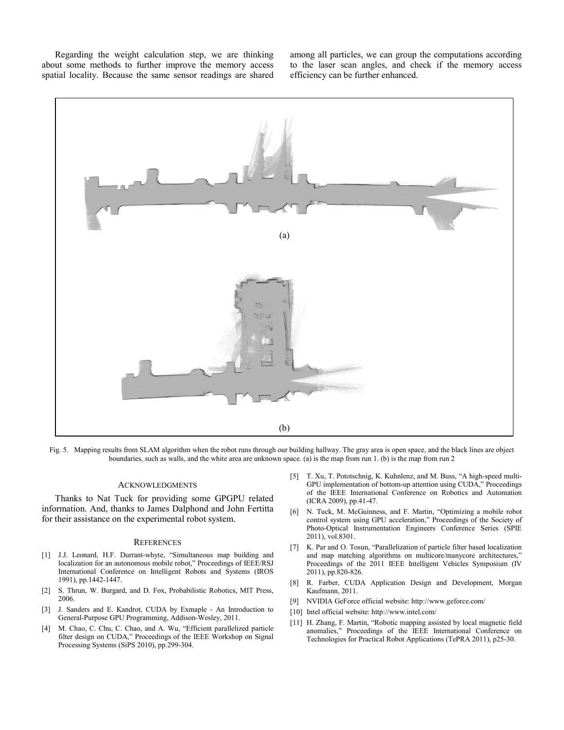Regarding the weight calculation step, we are thinking about some methods to further improve the memory access spatial locality. Because the same sensor readings are shared among all particles, we can group the computations according to the laser scan angles, and check if the memory access efficiency can be further enhanced.

(a)

(b)

Fig. 5. Mapping results from SLAM algorithm when the robot runs through our building hallway. The gray area is open space, and the black lines are object boundaries, such as walls, and the white area are unknown space. (a) is the map from run 1. (b) is the map from run 2

## Acknowledgments

Thanks to Nat Tuck for providing some GPGPU related information. And, thanks to James Dalphond and John Fertitta for their assistance on the experimental robot system.

## References

[1] J.J. Leonard, H.F. Durrant-whyte, "Simultaneous map building and localization for an autonomous mobile robot," Proceedings of IEEE/RSJ International Conference on Intelligent Robots and Systems (IROS 1991), pp.1442-1447.

[2] S. Thrun, W. Burgard, and D. Fox, Probabilistic Robotics, MIT Press, 2006.

[3] J. Sanders and E. Kandrot, CUDA by Exmaple - An Introduction to General-Purpose GPU Programming, Addison-Wesley, 2011.

[4] M. Chao, C. Chu, C. Chao, and A. Wu, "Efficient parallelized particle filter design on CUDA," Proceedings of the IEEE Workshop on Signal Processing Systems (SiPS 2010), pp.299-304.

[5] T. Xu, T. Pototschnig, K. Kuhnlenz, and M. Buss, "A high-speed multi-GPU implementation of bottom-up attention using CUDA," Proceedings of the IEEE International Conference on Robotics and Automation (ICRA 2009), pp.41-47.

[6] N. Tuck, M. McGuinness, and F. Martin, "Optimizing a mobile robot control system using GPU acceleration," Proceedings of the Society of Photo-Optical Instrumentation Engineers Conference Series (SPIE 2011), vol.8301.

[7] K. Par and O. Tosun, "Parallelization of particle filter based localization and map matching algorithms on multicore/manycore architectures," Proceedings of the 2011 IEEE Intelligent Vehicles Symposium (IV 2011), pp.820-826.

[8] R. Farber, CUDA Application Design and Development, Morgan Kaufmann, 2011.

[9] NVIDIA GeForce official website: http://www.geforce.com/

[10] Intel official website: http://www.intel.com/

[11] H. Zhang, F. Martin, "Robotic mapping assisted by local magnetic field anomalies," Proceedings of the IEEE International Conference on Technologies for Practical Robot Applications (TePRA 2011), p25-30.